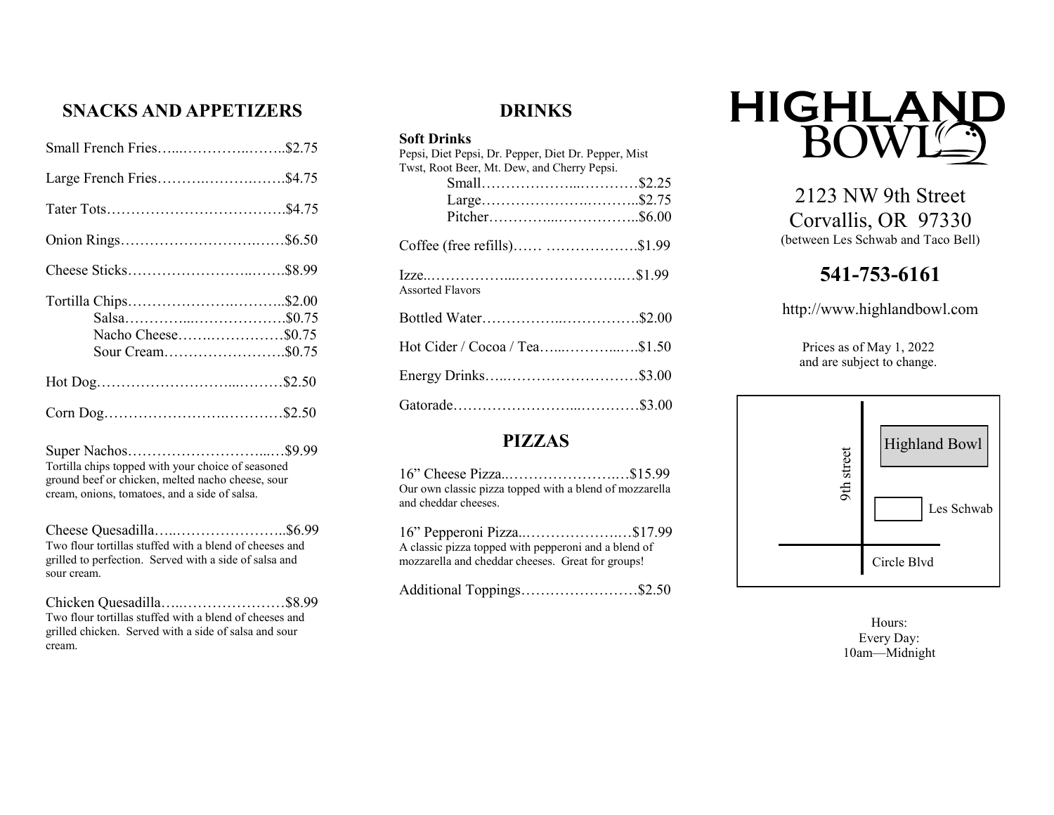## SNACKS AND APPETIZERS

Small French Fries……………………..$2.75

Large French Fries……………………..$4.75

Tater Tots……………………………….$4.75

Onion Rings…………………………….$6.50

Cheese Sticks…………………………..$8.99

Tortilla Chips…………………………..$2.00
- Salsa……………………………..$0.75
- Nacho Cheese…………………..$0.75
- Sour Cream……………………..$0.75

Hot Dog…………………………………$2.50

Corn Dog……………………………….$2.50

Super Nachos…………………………..$9.99
Tortilla chips topped with your choice of seasoned ground beef or chicken, melted nacho cheese, sour cream, onions, tomatoes, and a side of salsa.

Cheese Quesadilla……………………..$6.99
Two flour tortillas stuffed with a blend of cheeses and grilled to perfection. Served with a side of salsa and sour cream.

Chicken Quesadilla…………………….$8.99
Two flour tortillas stuffed with a blend of cheeses and grilled chicken. Served with a side of salsa and sour cream.

## DRINKS

**Soft Drinks**
Pepsi, Diet Pepsi, Dr. Pepper, Diet Dr. Pepper, Mist Twst, Root Beer, Mt. Dew, and Cherry Pepsi.
- Small…………………………….$2.25
- Large…………………………….$2.75
- Pitcher…………………………..$6.00

Coffee (free refills)……………………..$1.99

Izze……………………………………..$1.99
Assorted Flavors

Bottled Water…………………………..$2.00

Hot Cider / Cocoa / Tea………………..$1.50

Energy Drinks…………………………..$3.00

Gatorade………………………………..$3.00

## PIZZAS

16" Cheese Pizza……………………….$15.99
Our own classic pizza topped with a blend of mozzarella and cheddar cheeses.

16" Pepperoni Pizza……………………$17.99
A classic pizza topped with pepperoni and a blend of mozzarella and cheddar cheeses. Great for groups!

Additional Toppings……………………$2.50

# HIGHLAND BOWL

2123 NW 9th Street
Corvallis, OR 97330
(between Les Schwab and Taco Bell)

## 541-753-6161

http://www.highlandbowl.com

Prices as of May 1, 2022 and are subject to change.

9th street
Highland Bowl
Les Schwab
Circle Blvd

Hours:
Every Day:
10am—Midnight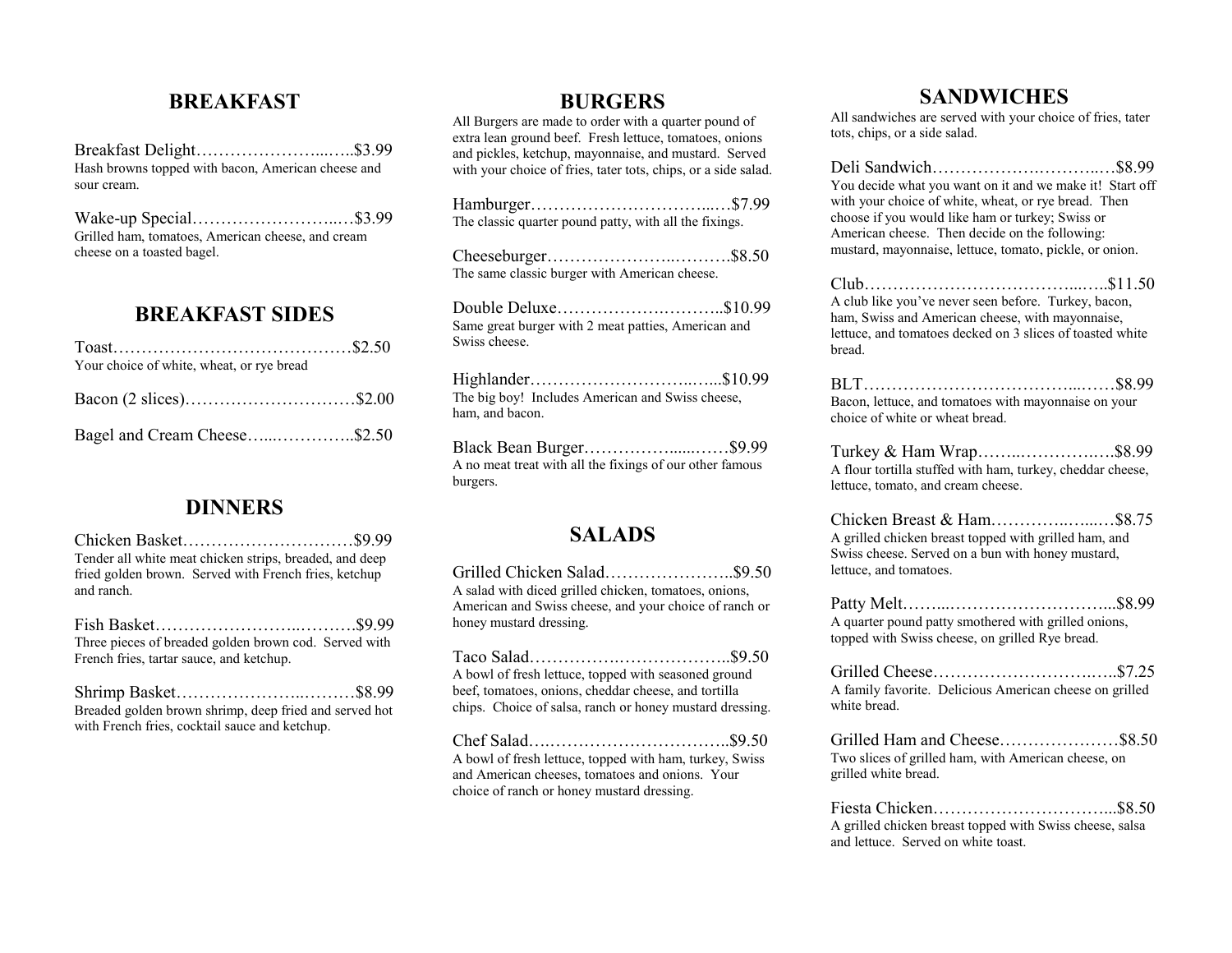## BREAKFAST

Breakfast Delight……………………...…..$3.99
Hash browns topped with bacon, American cheese and sour cream.

Wake-up Special……………………..…$3.99
Grilled ham, tomatoes, American cheese, and cream cheese on a toasted bagel.

## BREAKFAST SIDES

Toast……………………………………$2.50
Your choice of white, wheat, or rye bread

Bacon (2 slices)…………………………$2.00

Bagel and Cream Cheese…...…………..$2.50

## DINNERS

Chicken Basket…………………………$9.99
Tender all white meat chicken strips, breaded, and deep fried golden brown. Served with French fries, ketchup and ranch.

Fish Basket…………………..……….$9.99
Three pieces of breaded golden brown cod. Served with French fries, tartar sauce, and ketchup.

Shrimp Basket…………………..………$8.99
Breaded golden brown shrimp, deep fried and served hot with French fries, cocktail sauce and ketchup.

## BURGERS

All Burgers are made to order with a quarter pound of extra lean ground beef. Fresh lettuce, tomatoes, onions and pickles, ketchup, mayonnaise, and mustard. Served with your choice of fries, tater tots, chips, or a side salad.

Hamburger…………………………...…$7.99
The classic quarter pound patty, with all the fixings.

Cheeseburger…………………..……….$8.50
The same classic burger with American cheese.

Double Deluxe…………….………..$10.99
Same great burger with 2 meat patties, American and Swiss cheese.

Highlander……………………..…...$10.99
The big boy! Includes American and Swiss cheese, ham, and bacon.

Black Bean Burger…………….....……$9.99
A no meat treat with all the fixings of our other famous burgers.

## SALADS

Grilled Chicken Salad…………………..$9.50
A salad with diced grilled chicken, tomatoes, onions, American and Swiss cheese, and your choice of ranch or honey mustard dressing.

Taco Salad…………….………………..$9.50
A bowl of fresh lettuce, topped with seasoned ground beef, tomatoes, onions, cheddar cheese, and tortilla chips. Choice of salsa, ranch or honey mustard dressing.

Chef Salad….…………………………..$9.50
A bowl of fresh lettuce, topped with ham, turkey, Swiss and American cheeses, tomatoes and onions. Your choice of ranch or honey mustard dressing.

## SANDWICHES

All sandwiches are served with your choice of fries, tater tots, chips, or a side salad.

Deli Sandwich……………….………..…$8.99
You decide what you want on it and we make it! Start off with your choice of white, wheat, or rye bread. Then choose if you would like ham or turkey; Swiss or American cheese. Then decide on the following: mustard, mayonnaise, lettuce, tomato, pickle, or onion.

Club……………………………….....…..$11.50
A club like you've never seen before. Turkey, bacon, ham, Swiss and American cheese, with mayonnaise, lettuce, and tomatoes decked on 3 slices of toasted white bread.

BLT………………………………...……$8.99
Bacon, lettuce, and tomatoes with mayonnaise on your choice of white or wheat bread.

Turkey & Ham Wrap……..…………….…$8.99
A flour tortilla stuffed with ham, turkey, cheddar cheese, lettuce, tomato, and cream cheese.

Chicken Breast & Ham…………..…...…$8.75
A grilled chicken breast topped with grilled ham, and Swiss cheese. Served on a bun with honey mustard, lettuce, and tomatoes.

Patty Melt……...………………………...$8.99
A quarter pound patty smothered with grilled onions, topped with Swiss cheese, on grilled Rye bread.

Grilled Cheese……………………….…..$7.25
A family favorite. Delicious American cheese on grilled white bread.

Grilled Ham and Cheese…………………$8.50
Two slices of grilled ham, with American cheese, on grilled white bread.

Fiesta Chicken…………………………...$8.50
A grilled chicken breast topped with Swiss cheese, salsa and lettuce. Served on white toast.